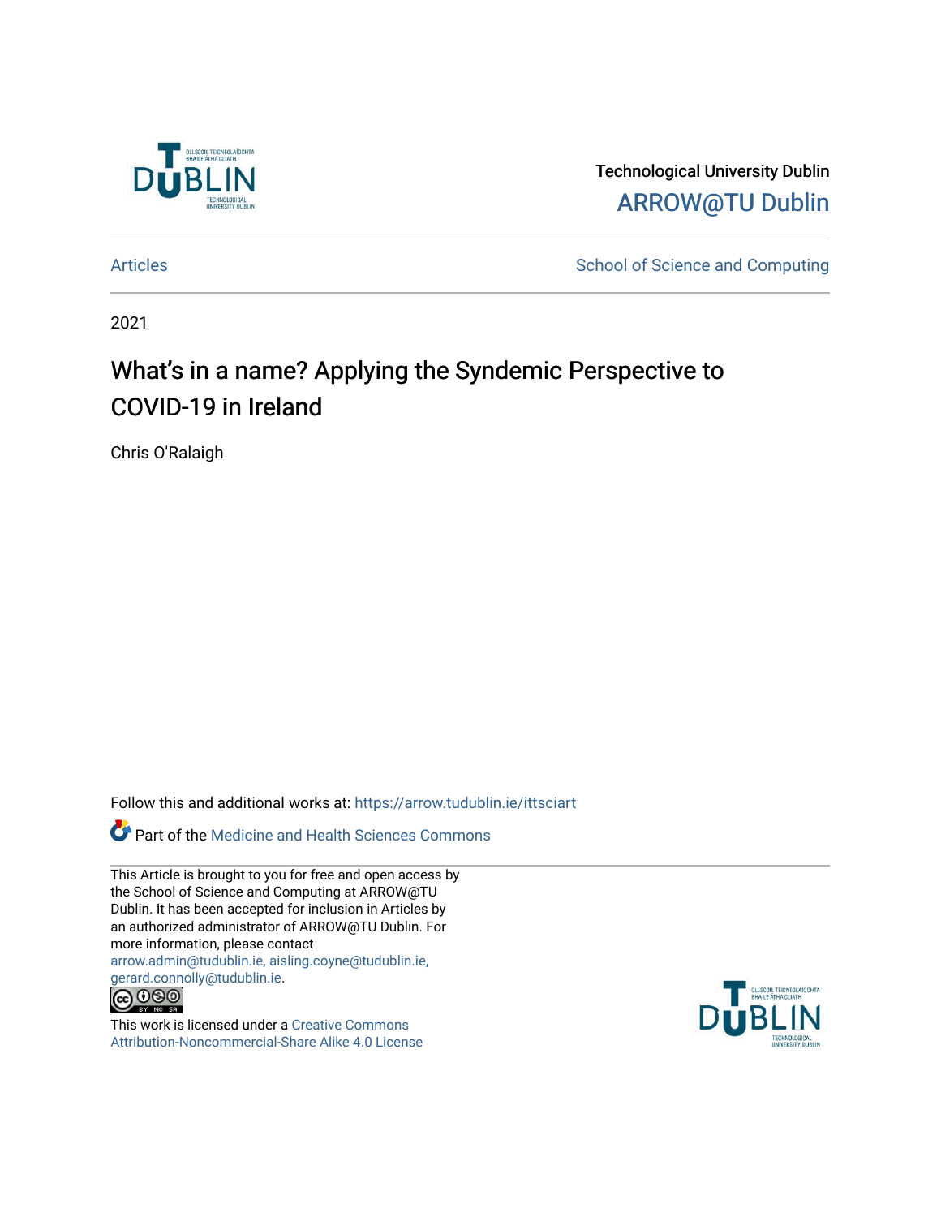Technological University Dublin

ARROW@TU Dublin

Articles | School of Science and Computing

2021

# What's in a name? Applying the Syndemic Perspective to COVID-19 in Ireland

Chris O'Ralaigh

Follow this and additional works at: https://arrow.tudublin.ie/ittsciart

Part of the Medicine and Health Sciences Commons

This Article is brought to you for free and open access by the School of Science and Computing at ARROW@TU Dublin. It has been accepted for inclusion in Articles by an authorized administrator of ARROW@TU Dublin. For more information, please contact arrow.admin@tudublin.ie, aisling.coyne@tudublin.ie, gerard.connolly@tudublin.ie.

This work is licensed under a Creative Commons Attribution-Noncommercial-Share Alike 4.0 License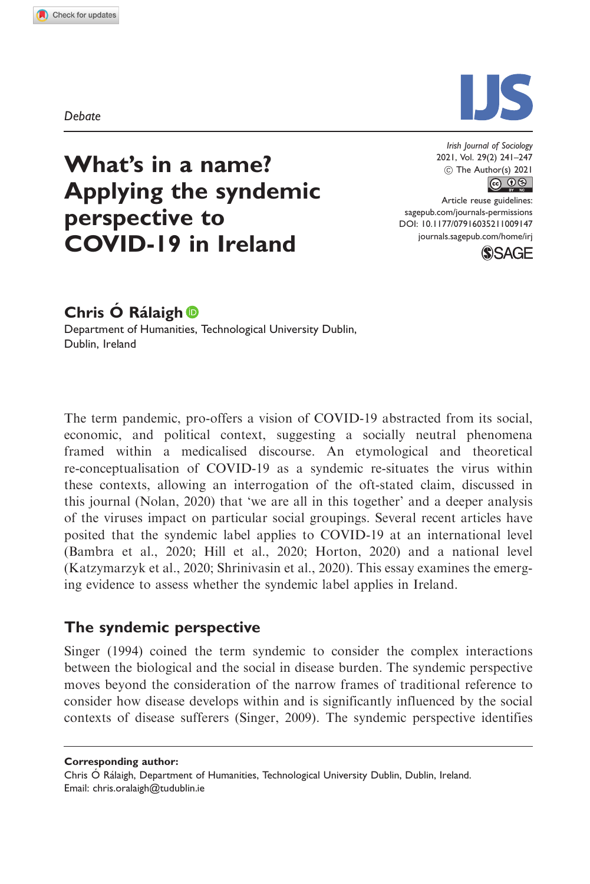Debate

# What's in a name? Applying the syndemic perspective to COVID-19 in Ireland

**Chris Ó Rálaigh**
Department of Humanities, Technological University Dublin, Dublin, Ireland

The term pandemic, pro-offers a vision of COVID-19 abstracted from its social, economic, and political context, suggesting a socially neutral phenomena framed within a medicalised discourse. An etymological and theoretical re-conceptualisation of COVID-19 as a syndemic re-situates the virus within these contexts, allowing an interrogation of the oft-stated claim, discussed in this journal (Nolan, 2020) that 'we are all in this together' and a deeper analysis of the viruses impact on particular social groupings. Several recent articles have posited that the syndemic label applies to COVID-19 at an international level (Bambra et al., 2020; Hill et al., 2020; Horton, 2020) and a national level (Katzymarzyk et al., 2020; Shrinivasin et al., 2020). This essay examines the emerging evidence to assess whether the syndemic label applies in Ireland.

## The syndemic perspective

Singer (1994) coined the term syndemic to consider the complex interactions between the biological and the social in disease burden. The syndemic perspective moves beyond the consideration of the narrow frames of traditional reference to consider how disease develops within and is significantly influenced by the social contexts of disease sufferers (Singer, 2009). The syndemic perspective identifies

**Corresponding author:**
Chris Ó Rálaigh, Department of Humanities, Technological University Dublin, Dublin, Ireland.
Email: chris.oralaigh@tudublin.ie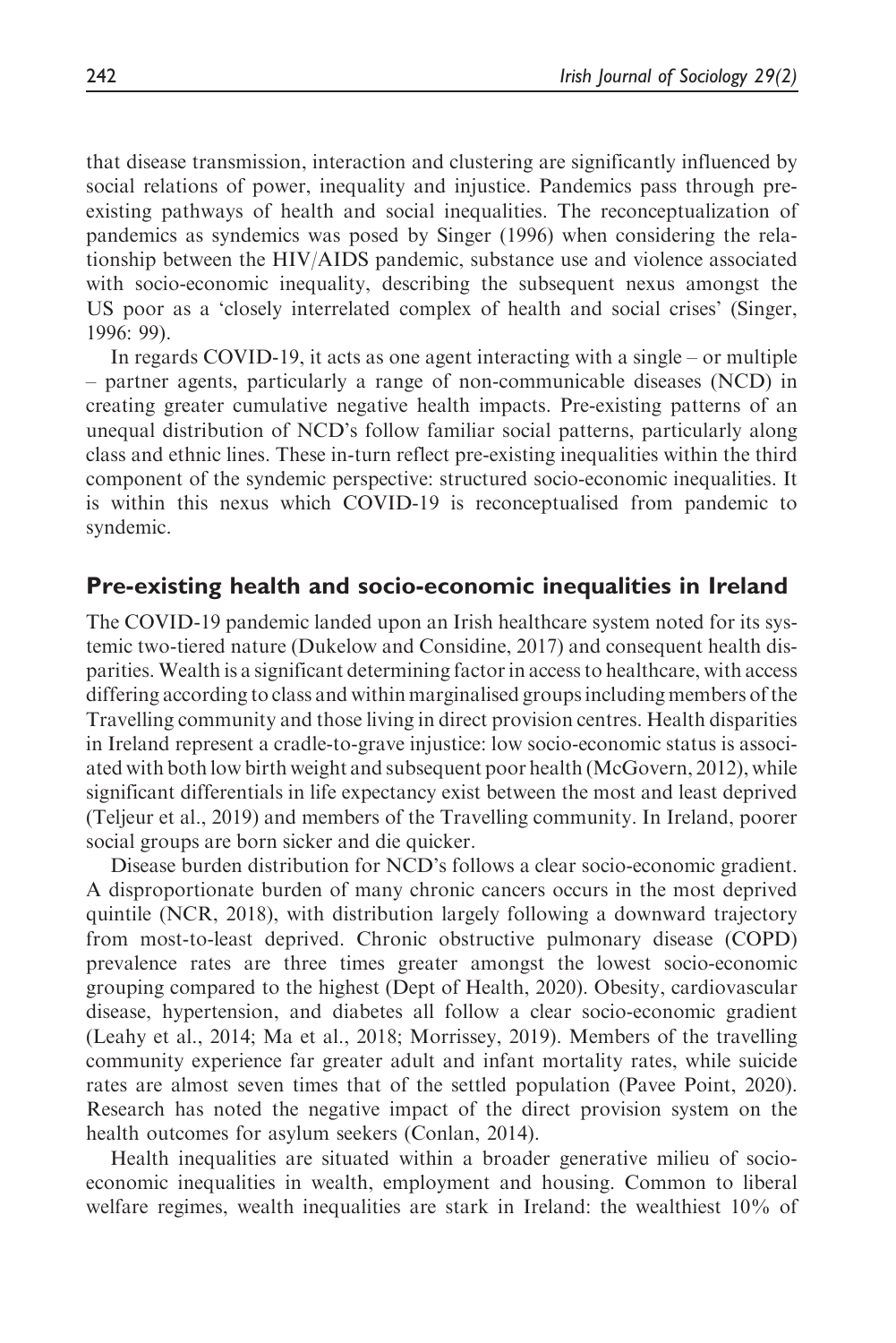that disease transmission, interaction and clustering are significantly influenced by social relations of power, inequality and injustice. Pandemics pass through pre-existing pathways of health and social inequalities. The reconceptualization of pandemics as syndemics was posed by Singer (1996) when considering the relationship between the HIV/AIDS pandemic, substance use and violence associated with socio-economic inequality, describing the subsequent nexus amongst the US poor as a 'closely interrelated complex of health and social crises' (Singer, 1996: 99).

In regards COVID-19, it acts as one agent interacting with a single – or multiple – partner agents, particularly a range of non-communicable diseases (NCD) in creating greater cumulative negative health impacts. Pre-existing patterns of an unequal distribution of NCD's follow familiar social patterns, particularly along class and ethnic lines. These in-turn reflect pre-existing inequalities within the third component of the syndemic perspective: structured socio-economic inequalities. It is within this nexus which COVID-19 is reconceptualised from pandemic to syndemic.

## Pre-existing health and socio-economic inequalities in Ireland

The COVID-19 pandemic landed upon an Irish healthcare system noted for its systemic two-tiered nature (Dukelow and Considine, 2017) and consequent health disparities. Wealth is a significant determining factor in access to healthcare, with access differing according to class and within marginalised groups including members of the Travelling community and those living in direct provision centres. Health disparities in Ireland represent a cradle-to-grave injustice: low socio-economic status is associated with both low birth weight and subsequent poor health (McGovern, 2012), while significant differentials in life expectancy exist between the most and least deprived (Teljeur et al., 2019) and members of the Travelling community. In Ireland, poorer social groups are born sicker and die quicker.

Disease burden distribution for NCD's follows a clear socio-economic gradient. A disproportionate burden of many chronic cancers occurs in the most deprived quintile (NCR, 2018), with distribution largely following a downward trajectory from most-to-least deprived. Chronic obstructive pulmonary disease (COPD) prevalence rates are three times greater amongst the lowest socio-economic grouping compared to the highest (Dept of Health, 2020). Obesity, cardiovascular disease, hypertension, and diabetes all follow a clear socio-economic gradient (Leahy et al., 2014; Ma et al., 2018; Morrissey, 2019). Members of the travelling community experience far greater adult and infant mortality rates, while suicide rates are almost seven times that of the settled population (Pavee Point, 2020). Research has noted the negative impact of the direct provision system on the health outcomes for asylum seekers (Conlan, 2014).

Health inequalities are situated within a broader generative milieu of socio-economic inequalities in wealth, employment and housing. Common to liberal welfare regimes, wealth inequalities are stark in Ireland: the wealthiest 10% of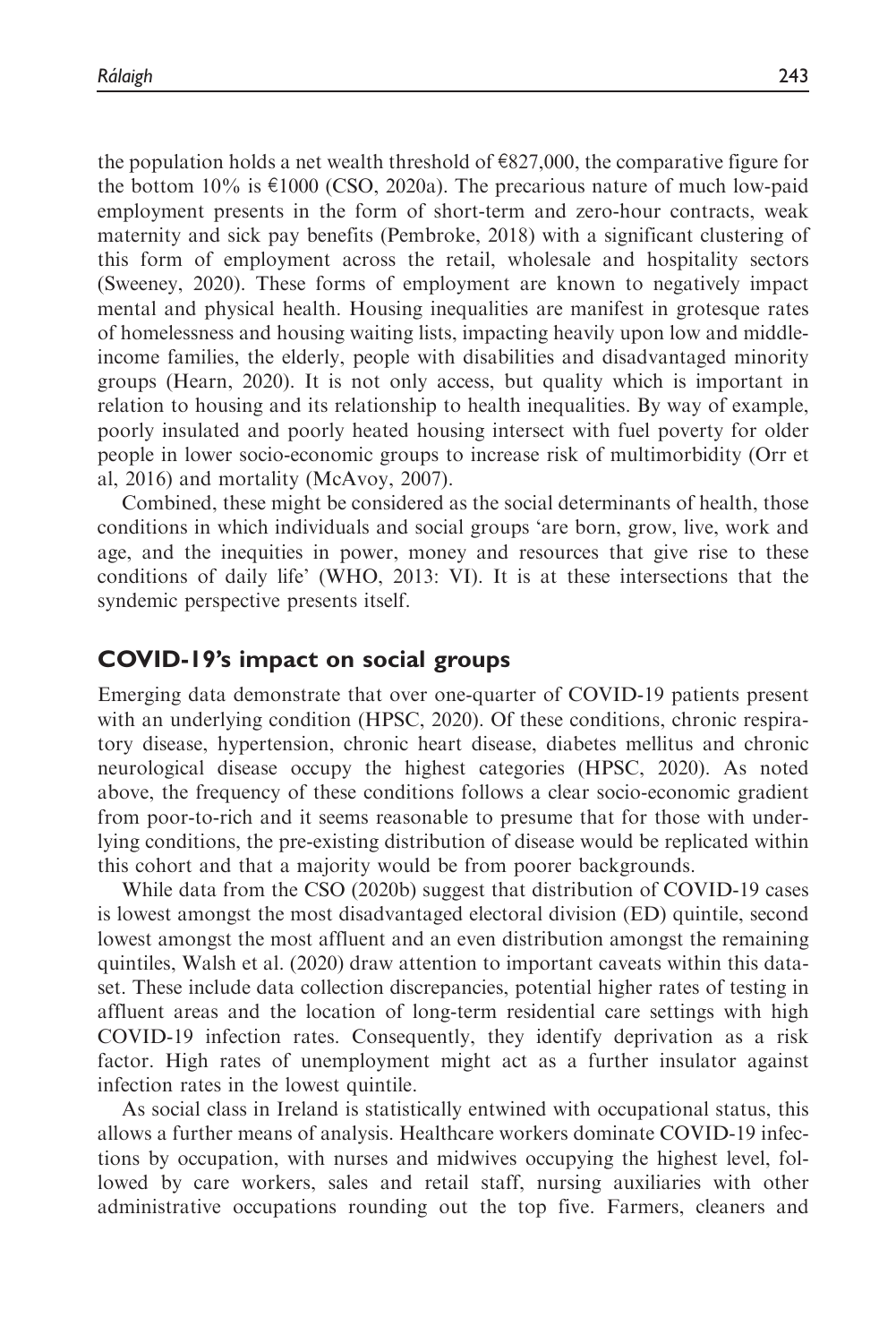the population holds a net wealth threshold of €827,000, the comparative figure for the bottom 10% is €1000 (CSO, 2020a). The precarious nature of much low-paid employment presents in the form of short-term and zero-hour contracts, weak maternity and sick pay benefits (Pembroke, 2018) with a significant clustering of this form of employment across the retail, wholesale and hospitality sectors (Sweeney, 2020). These forms of employment are known to negatively impact mental and physical health. Housing inequalities are manifest in grotesque rates of homelessness and housing waiting lists, impacting heavily upon low and middle-income families, the elderly, people with disabilities and disadvantaged minority groups (Hearn, 2020). It is not only access, but quality which is important in relation to housing and its relationship to health inequalities. By way of example, poorly insulated and poorly heated housing intersect with fuel poverty for older people in lower socio-economic groups to increase risk of multimorbidity (Orr et al, 2016) and mortality (McAvoy, 2007).

Combined, these might be considered as the social determinants of health, those conditions in which individuals and social groups 'are born, grow, live, work and age, and the inequities in power, money and resources that give rise to these conditions of daily life' (WHO, 2013: VI). It is at these intersections that the syndemic perspective presents itself.

## COVID-19's impact on social groups

Emerging data demonstrate that over one-quarter of COVID-19 patients present with an underlying condition (HPSC, 2020). Of these conditions, chronic respiratory disease, hypertension, chronic heart disease, diabetes mellitus and chronic neurological disease occupy the highest categories (HPSC, 2020). As noted above, the frequency of these conditions follows a clear socio-economic gradient from poor-to-rich and it seems reasonable to presume that for those with underlying conditions, the pre-existing distribution of disease would be replicated within this cohort and that a majority would be from poorer backgrounds.

While data from the CSO (2020b) suggest that distribution of COVID-19 cases is lowest amongst the most disadvantaged electoral division (ED) quintile, second lowest amongst the most affluent and an even distribution amongst the remaining quintiles, Walsh et al. (2020) draw attention to important caveats within this dataset. These include data collection discrepancies, potential higher rates of testing in affluent areas and the location of long-term residential care settings with high COVID-19 infection rates. Consequently, they identify deprivation as a risk factor. High rates of unemployment might act as a further insulator against infection rates in the lowest quintile.

As social class in Ireland is statistically entwined with occupational status, this allows a further means of analysis. Healthcare workers dominate COVID-19 infections by occupation, with nurses and midwives occupying the highest level, followed by care workers, sales and retail staff, nursing auxiliaries with other administrative occupations rounding out the top five. Farmers, cleaners and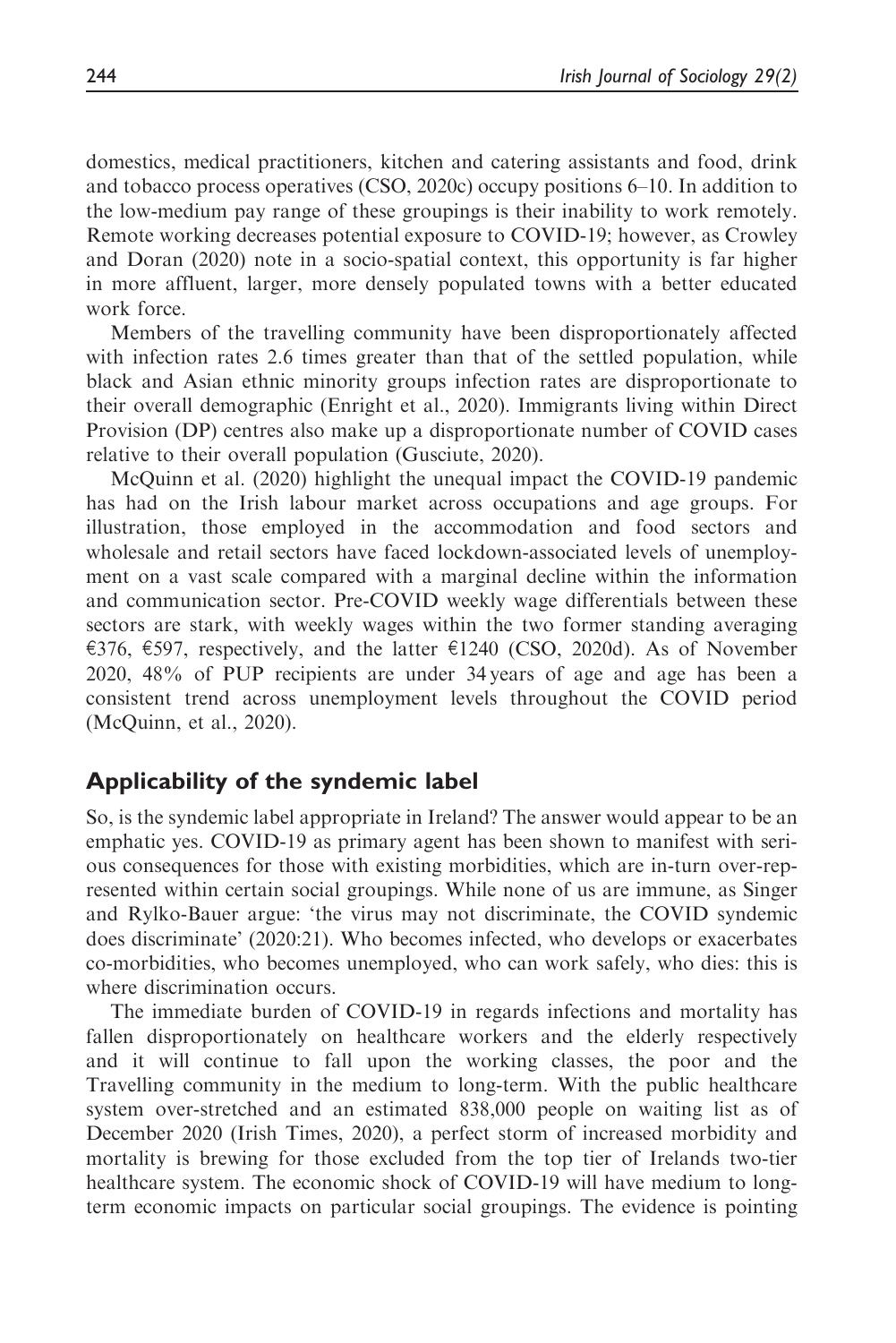domestics, medical practitioners, kitchen and catering assistants and food, drink and tobacco process operatives (CSO, 2020c) occupy positions 6–10. In addition to the low-medium pay range of these groupings is their inability to work remotely. Remote working decreases potential exposure to COVID-19; however, as Crowley and Doran (2020) note in a socio-spatial context, this opportunity is far higher in more affluent, larger, more densely populated towns with a better educated work force.

Members of the travelling community have been disproportionately affected with infection rates 2.6 times greater than that of the settled population, while black and Asian ethnic minority groups infection rates are disproportionate to their overall demographic (Enright et al., 2020). Immigrants living within Direct Provision (DP) centres also make up a disproportionate number of COVID cases relative to their overall population (Gusciute, 2020).

McQuinn et al. (2020) highlight the unequal impact the COVID-19 pandemic has had on the Irish labour market across occupations and age groups. For illustration, those employed in the accommodation and food sectors and wholesale and retail sectors have faced lockdown-associated levels of unemployment on a vast scale compared with a marginal decline within the information and communication sector. Pre-COVID weekly wage differentials between these sectors are stark, with weekly wages within the two former standing averaging €376, €597, respectively, and the latter €1240 (CSO, 2020d). As of November 2020, 48% of PUP recipients are under 34 years of age and age has been a consistent trend across unemployment levels throughout the COVID period (McQuinn, et al., 2020).

## Applicability of the syndemic label

So, is the syndemic label appropriate in Ireland? The answer would appear to be an emphatic yes. COVID-19 as primary agent has been shown to manifest with serious consequences for those with existing morbidities, which are in-turn over-represented within certain social groupings. While none of us are immune, as Singer and Rylko-Bauer argue: 'the virus may not discriminate, the COVID syndemic does discriminate' (2020:21). Who becomes infected, who develops or exacerbates co-morbidities, who becomes unemployed, who can work safely, who dies: this is where discrimination occurs.

The immediate burden of COVID-19 in regards infections and mortality has fallen disproportionately on healthcare workers and the elderly respectively and it will continue to fall upon the working classes, the poor and the Travelling community in the medium to long-term. With the public healthcare system over-stretched and an estimated 838,000 people on waiting list as of December 2020 (Irish Times, 2020), a perfect storm of increased morbidity and mortality is brewing for those excluded from the top tier of Irelands two-tier healthcare system. The economic shock of COVID-19 will have medium to long-term economic impacts on particular social groupings. The evidence is pointing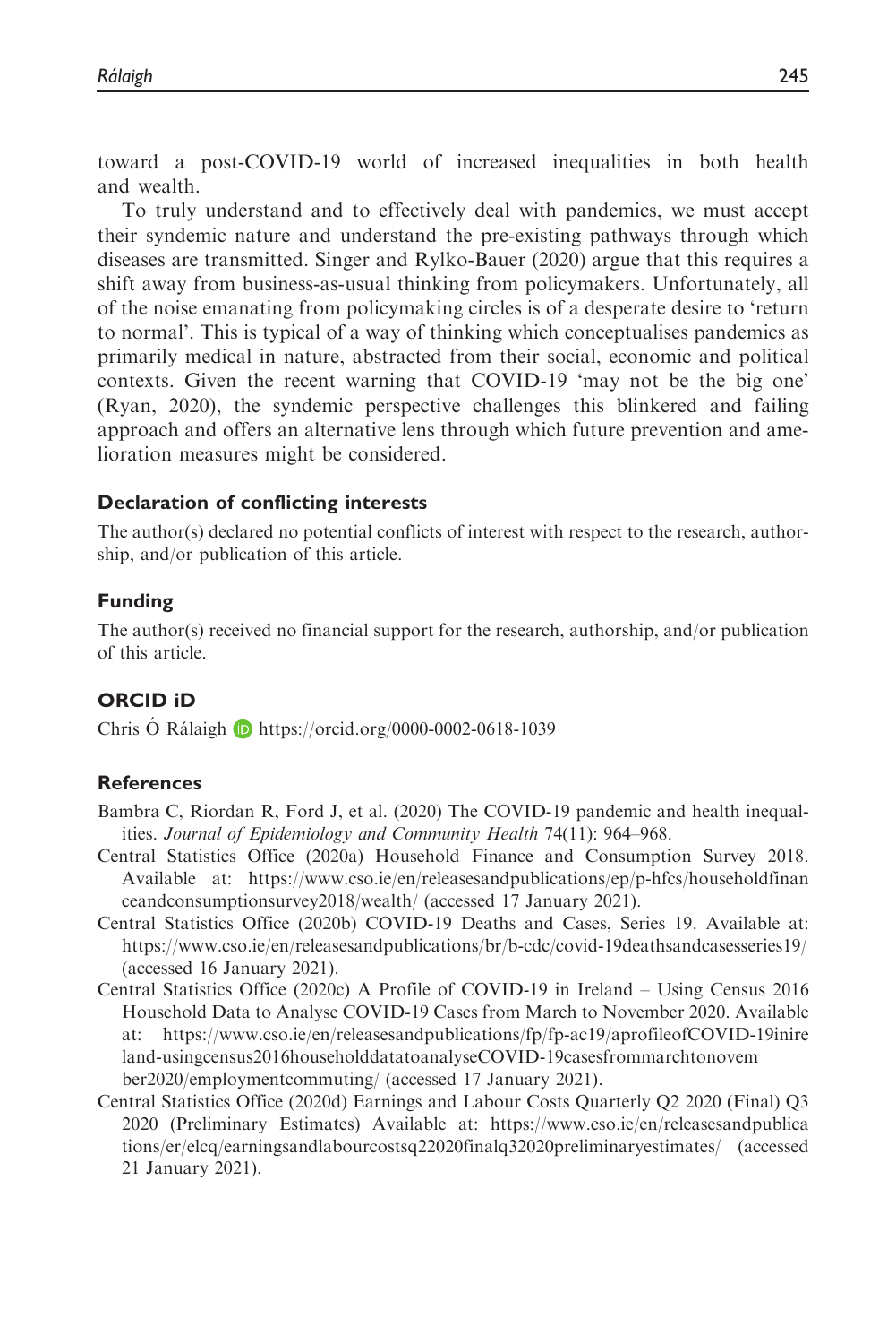toward a post-COVID-19 world of increased inequalities in both health and wealth.

To truly understand and to effectively deal with pandemics, we must accept their syndemic nature and understand the pre-existing pathways through which diseases are transmitted. Singer and Rylko-Bauer (2020) argue that this requires a shift away from business-as-usual thinking from policymakers. Unfortunately, all of the noise emanating from policymaking circles is of a desperate desire to 'return to normal'. This is typical of a way of thinking which conceptualises pandemics as primarily medical in nature, abstracted from their social, economic and political contexts. Given the recent warning that COVID-19 'may not be the big one' (Ryan, 2020), the syndemic perspective challenges this blinkered and failing approach and offers an alternative lens through which future prevention and amelioration measures might be considered.

### Declaration of conflicting interests

The author(s) declared no potential conflicts of interest with respect to the research, authorship, and/or publication of this article.

### Funding

The author(s) received no financial support for the research, authorship, and/or publication of this article.

### ORCID iD

Chris Ó Rálaigh https://orcid.org/0000-0002-0618-1039

### References

Bambra C, Riordan R, Ford J, et al. (2020) The COVID-19 pandemic and health inequalities. *Journal of Epidemiology and Community Health* 74(11): 964–968.

Central Statistics Office (2020a) Household Finance and Consumption Survey 2018. Available at: https://www.cso.ie/en/releasesandpublications/ep/p-hfcs/householdfinanceandconsumptionsurvey2018/wealth/ (accessed 17 January 2021).

Central Statistics Office (2020b) COVID-19 Deaths and Cases, Series 19. Available at: https://www.cso.ie/en/releasesandpublications/br/b-cdc/covid-19deathsandcasesseries19/ (accessed 16 January 2021).

Central Statistics Office (2020c) A Profile of COVID-19 in Ireland – Using Census 2016 Household Data to Analyse COVID-19 Cases from March to November 2020. Available at: https://www.cso.ie/en/releasesandpublications/fp/fp-ac19/aprofileofCOVID-19inireland-usingcensus2016householddatatoanalyseCOVID-19casesfrommarchtonovember2020/employmentcommuting/ (accessed 17 January 2021).

Central Statistics Office (2020d) Earnings and Labour Costs Quarterly Q2 2020 (Final) Q3 2020 (Preliminary Estimates) Available at: https://www.cso.ie/en/releasesandpublications/er/elcq/earningsandlabourcostsq22020finalq32020preliminaryestimates/ (accessed 21 January 2021).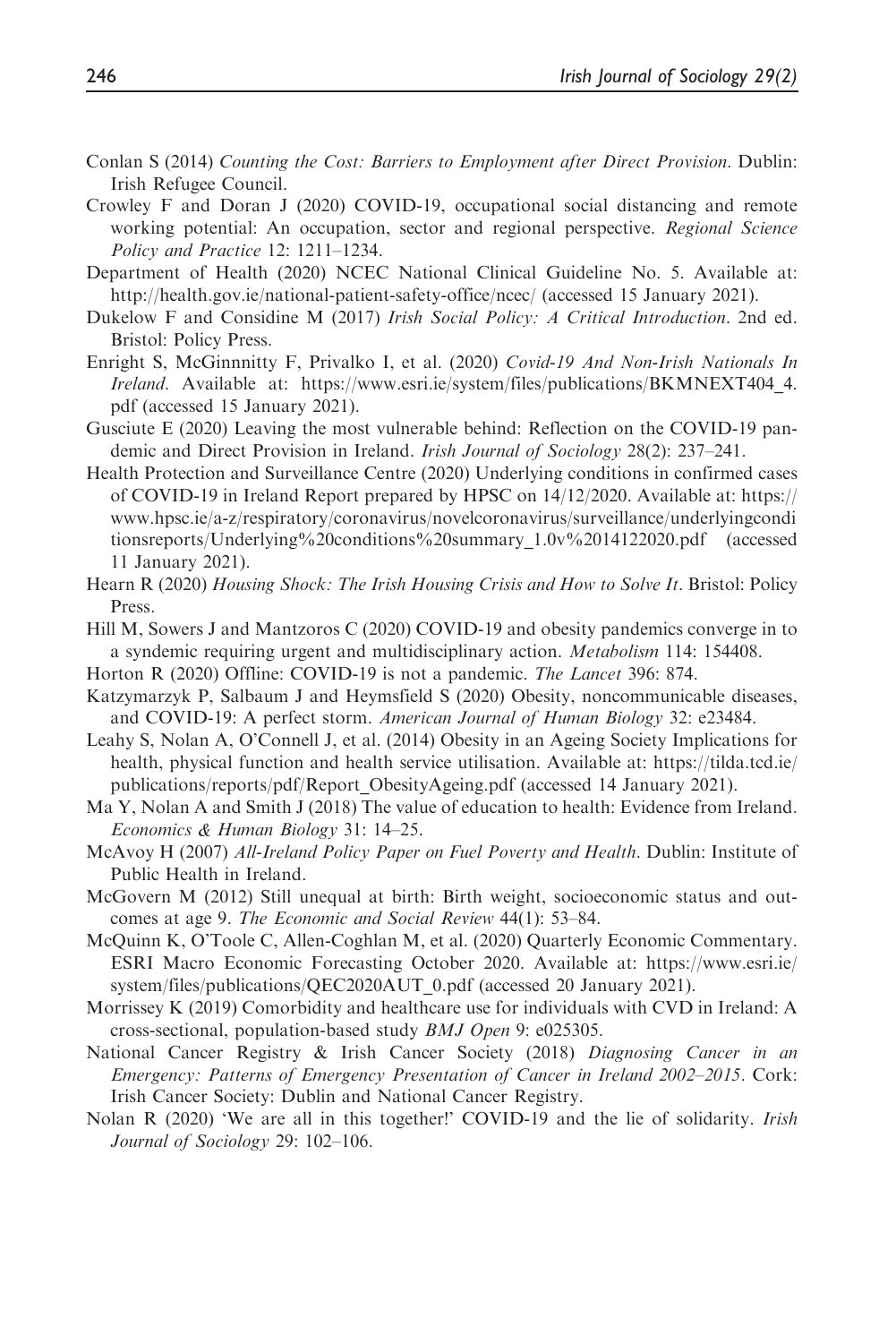Conlan S (2014) *Counting the Cost: Barriers to Employment after Direct Provision*. Dublin: Irish Refugee Council.

Crowley F and Doran J (2020) COVID-19, occupational social distancing and remote working potential: An occupation, sector and regional perspective. *Regional Science Policy and Practice* 12: 1211–1234.

Department of Health (2020) NCEC National Clinical Guideline No. 5. Available at: http://health.gov.ie/national-patient-safety-office/ncec/ (accessed 15 January 2021).

Dukelow F and Considine M (2017) *Irish Social Policy: A Critical Introduction*. 2nd ed. Bristol: Policy Press.

Enright S, McGinnnitty F, Privalko I, et al. (2020) *Covid-19 And Non-Irish Nationals In Ireland*. Available at: https://www.esri.ie/system/files/publications/BKMNEXT404_4.pdf (accessed 15 January 2021).

Gusciute E (2020) Leaving the most vulnerable behind: Reflection on the COVID-19 pandemic and Direct Provision in Ireland. *Irish Journal of Sociology* 28(2): 237–241.

Health Protection and Surveillance Centre (2020) Underlying conditions in confirmed cases of COVID-19 in Ireland Report prepared by HPSC on 14/12/2020. Available at: https://www.hpsc.ie/a-z/respiratory/coronavirus/novelcoronavirus/surveillance/underlyingconditionsreports/Underlying%20conditions%20summary_1.0v%2014122020.pdf (accessed 11 January 2021).

Hearn R (2020) *Housing Shock: The Irish Housing Crisis and How to Solve It*. Bristol: Policy Press.

Hill M, Sowers J and Mantzoros C (2020) COVID-19 and obesity pandemics converge in to a syndemic requiring urgent and multidisciplinary action. *Metabolism* 114: 154408.

Horton R (2020) Offline: COVID-19 is not a pandemic. *The Lancet* 396: 874.

Katzymarzyk P, Salbaum J and Heymsfield S (2020) Obesity, noncommunicable diseases, and COVID-19: A perfect storm. *American Journal of Human Biology* 32: e23484.

Leahy S, Nolan A, O'Connell J, et al. (2014) Obesity in an Ageing Society Implications for health, physical function and health service utilisation. Available at: https://tilda.tcd.ie/publications/reports/pdf/Report_ObesityAgeing.pdf (accessed 14 January 2021).

Ma Y, Nolan A and Smith J (2018) The value of education to health: Evidence from Ireland. *Economics & Human Biology* 31: 14–25.

McAvoy H (2007) *All-Ireland Policy Paper on Fuel Poverty and Health*. Dublin: Institute of Public Health in Ireland.

McGovern M (2012) Still unequal at birth: Birth weight, socioeconomic status and outcomes at age 9. *The Economic and Social Review* 44(1): 53–84.

McQuinn K, O'Toole C, Allen-Coghlan M, et al. (2020) Quarterly Economic Commentary. ESRI Macro Economic Forecasting October 2020. Available at: https://www.esri.ie/system/files/publications/QEC2020AUT_0.pdf (accessed 20 January 2021).

Morrissey K (2019) Comorbidity and healthcare use for individuals with CVD in Ireland: A cross-sectional, population-based study *BMJ Open* 9: e025305.

National Cancer Registry & Irish Cancer Society (2018) *Diagnosing Cancer in an Emergency: Patterns of Emergency Presentation of Cancer in Ireland 2002–2015*. Cork: Irish Cancer Society: Dublin and National Cancer Registry.

Nolan R (2020) 'We are all in this together!' COVID-19 and the lie of solidarity. *Irish Journal of Sociology* 29: 102–106.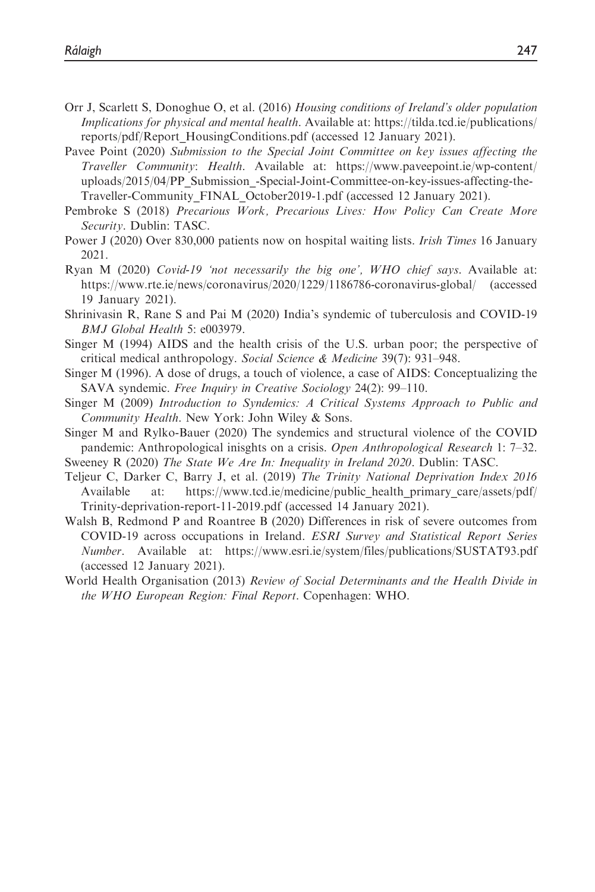Orr J, Scarlett S, Donoghue O, et al. (2016) *Housing conditions of Ireland's older population Implications for physical and mental health*. Available at: https://tilda.tcd.ie/publications/reports/pdf/Report_HousingConditions.pdf (accessed 12 January 2021).

Pavee Point (2020) *Submission to the Special Joint Committee on key issues affecting the Traveller Community: Health*. Available at: https://www.paveepoint.ie/wp-content/uploads/2015/04/PP_Submission_-Special-Joint-Committee-on-key-issues-affecting-the-Traveller-Community_FINAL_October2019-1.pdf (accessed 12 January 2021).

Pembroke S (2018) *Precarious Work, Precarious Lives: How Policy Can Create More Security*. Dublin: TASC.

Power J (2020) Over 830,000 patients now on hospital waiting lists. *Irish Times* 16 January 2021.

Ryan M (2020) *Covid-19 'not necessarily the big one', WHO chief says*. Available at: https://www.rte.ie/news/coronavirus/2020/1229/1186786-coronavirus-global/ (accessed 19 January 2021).

Shrinivasin R, Rane S and Pai M (2020) India's syndemic of tuberculosis and COVID-19 *BMJ Global Health* 5: e003979.

Singer M (1994) AIDS and the health crisis of the U.S. urban poor; the perspective of critical medical anthropology. *Social Science & Medicine* 39(7): 931–948.

Singer M (1996). A dose of drugs, a touch of violence, a case of AIDS: Conceptualizing the SAVA syndemic. *Free Inquiry in Creative Sociology* 24(2): 99–110.

Singer M (2009) *Introduction to Syndemics: A Critical Systems Approach to Public and Community Health*. New York: John Wiley & Sons.

Singer M and Rylko-Bauer (2020) The syndemics and structural violence of the COVID pandemic: Anthropological inisghts on a crisis. *Open Anthropological Research* 1: 7–32.

Sweeney R (2020) *The State We Are In: Inequality in Ireland 2020*. Dublin: TASC.

Teljeur C, Darker C, Barry J, et al. (2019) *The Trinity National Deprivation Index 2016* Available at: https://www.tcd.ie/medicine/public_health_primary_care/assets/pdf/Trinity-deprivation-report-11-2019.pdf (accessed 14 January 2021).

Walsh B, Redmond P and Roantree B (2020) Differences in risk of severe outcomes from COVID-19 across occupations in Ireland. *ESRI Survey and Statistical Report Series Number*. Available at: https://www.esri.ie/system/files/publications/SUSTAT93.pdf (accessed 12 January 2021).

World Health Organisation (2013) *Review of Social Determinants and the Health Divide in the WHO European Region: Final Report*. Copenhagen: WHO.